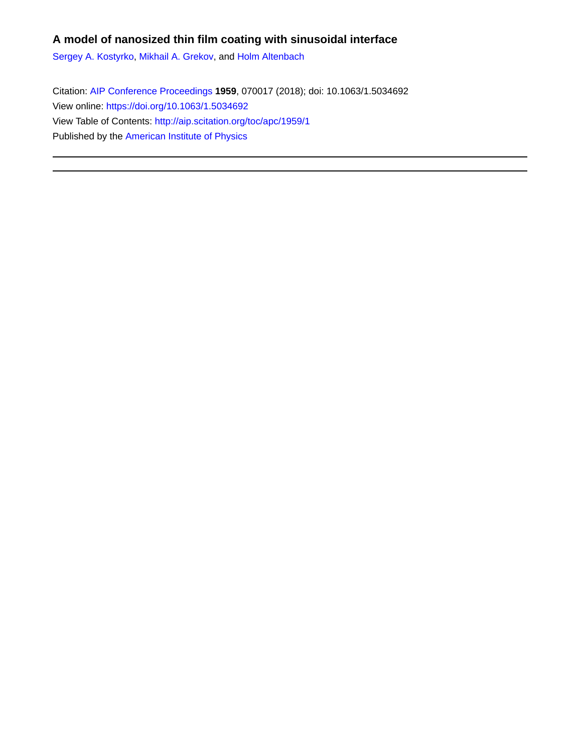# A model of nanosized thin film coating with sinusoidal interface

Sergey A. Kostyrko, Mikhail A. Grekov, and Holm Altenbach

Citation: AIP Conference Proceedings **1959**, 070017 (2018); doi: 10.1063/1.5034692

View online: https://doi.org/10.1063/1.5034692

View Table of Contents: http://aip.scitation.org/toc/apc/1959/1

Published by the American Institute of Physics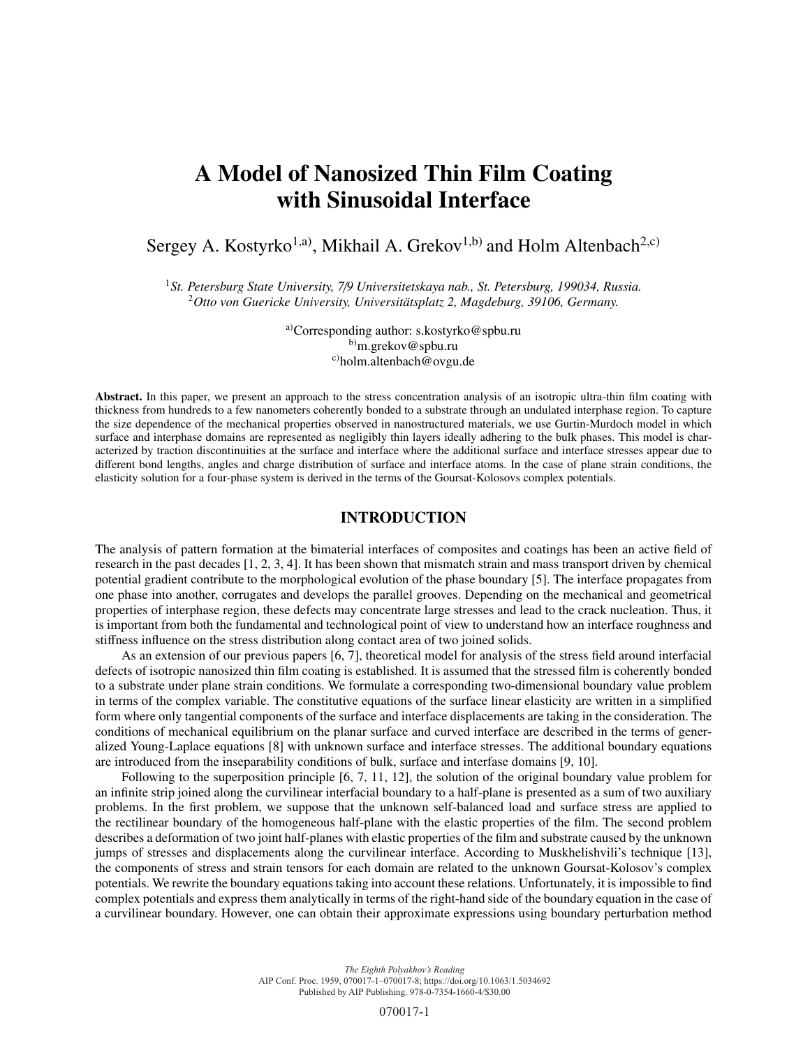# A Model of Nanosized Thin Film Coating with Sinusoidal Interface

Sergey A. Kostyrko[1,a)], Mikhail A. Grekov[1,b)] and Holm Altenbach[2,c)]

[1] *St. Petersburg State University, 7/9 Universitetskaya nab., St. Petersburg, 199034, Russia.*
[2] *Otto von Guericke University, Universitätsplatz 2, Magdeburg, 39106, Germany.*

[a)] Corresponding author: s.kostyrko@spbu.ru
[b)] m.grekov@spbu.ru
[c)] holm.altenbach@ovgu.de

**Abstract.** In this paper, we present an approach to the stress concentration analysis of an isotropic ultra-thin film coating with thickness from hundreds to a few nanometers coherently bonded to a substrate through an undulated interphase region. To capture the size dependence of the mechanical properties observed in nanostructured materials, we use Gurtin-Murdoch model in which surface and interphase domains are represented as negligibly thin layers ideally adhering to the bulk phases. This model is characterized by traction discontinuities at the surface and interface where the additional surface and interface stresses appear due to different bond lengths, angles and charge distribution of surface and interface atoms. In the case of plane strain conditions, the elasticity solution for a four-phase system is derived in the terms of the Goursat-Kolosovs complex potentials.

## INTRODUCTION

The analysis of pattern formation at the bimaterial interfaces of composites and coatings has been an active field of research in the past decades [1, 2, 3, 4]. It has been shown that mismatch strain and mass transport driven by chemical potential gradient contribute to the morphological evolution of the phase boundary [5]. The interface propagates from one phase into another, corrugates and develops the parallel grooves. Depending on the mechanical and geometrical properties of interphase region, these defects may concentrate large stresses and lead to the crack nucleation. Thus, it is important from both the fundamental and technological point of view to understand how an interface roughness and stiffness influence on the stress distribution along contact area of two joined solids.

As an extension of our previous papers [6, 7], theoretical model for analysis of the stress field around interfacial defects of isotropic nanosized thin film coating is established. It is assumed that the stressed film is coherently bonded to a substrate under plane strain conditions. We formulate a corresponding two-dimensional boundary value problem in terms of the complex variable. The constitutive equations of the surface linear elasticity are written in a simplified form where only tangential components of the surface and interface displacements are taking in the consideration. The conditions of mechanical equilibrium on the planar surface and curved interface are described in the terms of generalized Young-Laplace equations [8] with unknown surface and interface stresses. The additional boundary equations are introduced from the inseparability conditions of bulk, surface and interfase domains [9, 10].

Following to the superposition principle [6, 7, 11, 12], the solution of the original boundary value problem for an infinite strip joined along the curvilinear interfacial boundary to a half-plane is presented as a sum of two auxiliary problems. In the first problem, we suppose that the unknown self-balanced load and surface stress are applied to the rectilinear boundary of the homogeneous half-plane with the elastic properties of the film. The second problem describes a deformation of two joint half-planes with elastic properties of the film and substrate caused by the unknown jumps of stresses and displacements along the curvilinear interface. According to Muskhelishvili's technique [13], the components of stress and strain tensors for each domain are related to the unknown Goursat-Kolosov's complex potentials. We rewrite the boundary equations taking into account these relations. Unfortunately, it is impossible to find complex potentials and express them analytically in terms of the right-hand side of the boundary equation in the case of a curvilinear boundary. However, one can obtain their approximate expressions using boundary perturbation method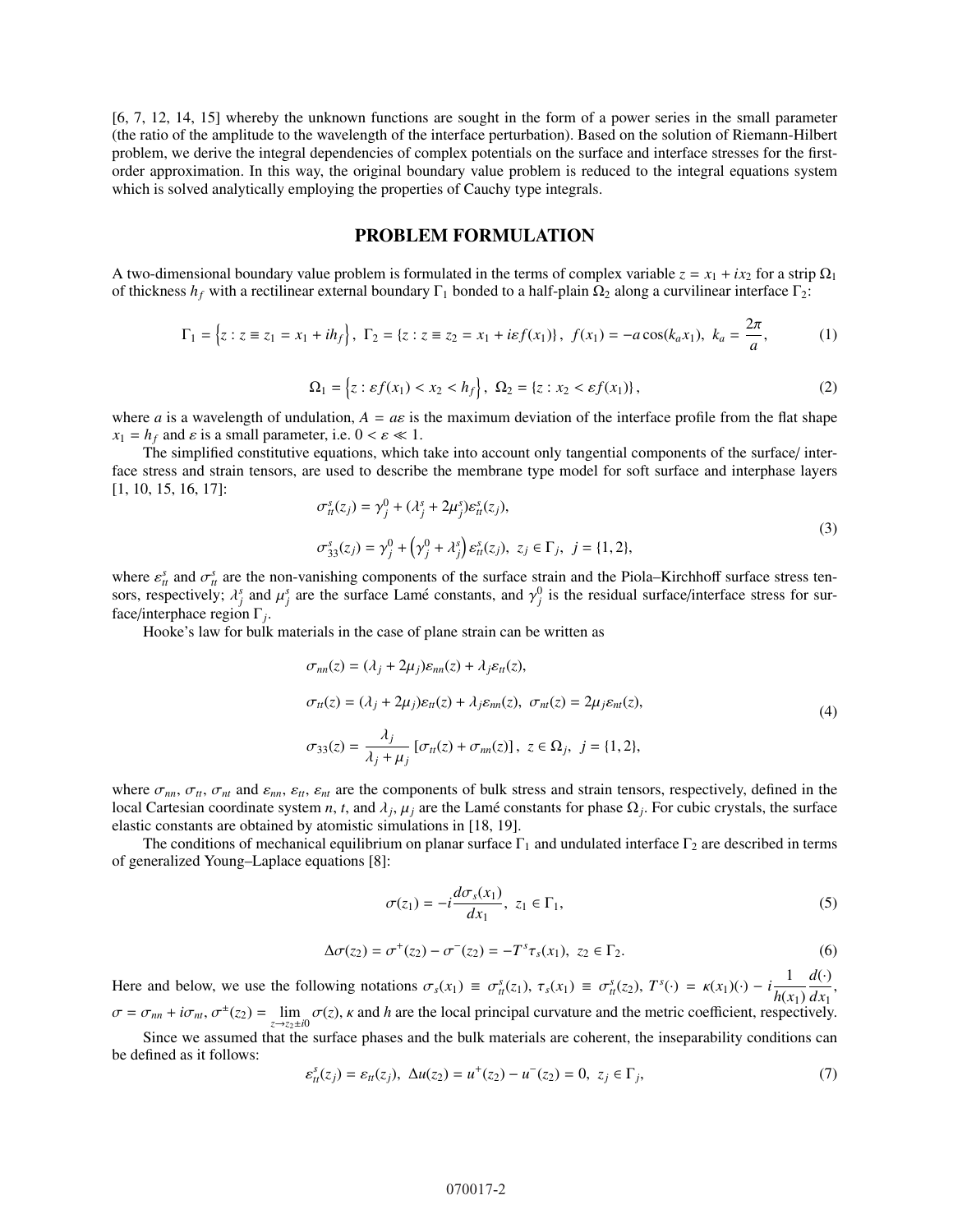[6, 7, 12, 14, 15] whereby the unknown functions are sought in the form of a power series in the small parameter (the ratio of the amplitude to the wavelength of the interface perturbation). Based on the solution of Riemann-Hilbert problem, we derive the integral dependencies of complex potentials on the surface and interface stresses for the first-order approximation. In this way, the original boundary value problem is reduced to the integral equations system which is solved analytically employing the properties of Cauchy type integrals.

## PROBLEM FORMULATION

A two-dimensional boundary value problem is formulated in the terms of complex variable $z = x_1 + ix_2$ for a strip $\Omega_1$ of thickness $h_f$ with a rectilinear external boundary $\Gamma_1$ bonded to a half-plain $\Omega_2$ along a curvilinear interface $\Gamma_2$:

$$\Gamma_1 = \left\{z : z \equiv z_1 = x_1 + ih_f\right\},\ \Gamma_2 = \{z : z \equiv z_2 = x_1 + i\varepsilon f(x_1)\},\ f(x_1) = -a\cos(k_a x_1),\ k_a = \frac{2\pi}{a}, \tag{1}$$

$$\Omega_1 = \left\{z : \varepsilon f(x_1) < x_2 < h_f\right\},\ \Omega_2 = \{z : x_2 < \varepsilon f(x_1)\}, \tag{2}$$

where $a$ is a wavelength of undulation, $A = a\varepsilon$ is the maximum deviation of the interface profile from the flat shape $x_1 = h_f$ and $\varepsilon$ is a small parameter, i.e. $0 < \varepsilon \ll 1$.

The simplified constitutive equations, which take into account only tangential components of the surface/ interface stress and strain tensors, are used to describe the membrane type model for soft surface and interphase layers [1, 10, 15, 16, 17]:

$$\begin{aligned}
&\sigma^s_{tt}(z_j) = \gamma^0_j + (\lambda^s_j + 2\mu^s_j)\varepsilon^s_{tt}(z_j),\\
&\sigma^s_{33}(z_j) = \gamma^0_j + \left(\gamma^0_j + \lambda^s_j\right)\varepsilon^s_{tt}(z_j),\ z_j \in \Gamma_j,\ j = \{1, 2\},
\end{aligned} \tag{3}$$

where $\varepsilon^s_{tt}$ and $\sigma^s_{tt}$ are the non-vanishing components of the surface strain and the Piola–Kirchhoff surface stress tensors, respectively; $\lambda^s_j$ and $\mu^s_j$ are the surface Lamé constants, and $\gamma^0_j$ is the residual surface/interface stress for surface/interphace region $\Gamma_j$.

Hooke's law for bulk materials in the case of plane strain can be written as

$$\begin{aligned}
&\sigma_{nn}(z) = (\lambda_j + 2\mu_j)\varepsilon_{nn}(z) + \lambda_j\varepsilon_{tt}(z),\\
&\sigma_{tt}(z) = (\lambda_j + 2\mu_j)\varepsilon_{tt}(z) + \lambda_j\varepsilon_{nn}(z),\ \sigma_{nt}(z) = 2\mu_j\varepsilon_{nt}(z),\\
&\sigma_{33}(z) = \frac{\lambda_j}{\lambda_j + \mu_j}\left[\sigma_{tt}(z) + \sigma_{nn}(z)\right],\ z \in \Omega_j,\ j = \{1, 2\},
\end{aligned} \tag{4}$$

where $\sigma_{nn}$, $\sigma_{tt}$, $\sigma_{nt}$ and $\varepsilon_{nn}$, $\varepsilon_{tt}$, $\varepsilon_{nt}$ are the components of bulk stress and strain tensors, respectively, defined in the local Cartesian coordinate system $n$, $t$, and $\lambda_j$, $\mu_j$ are the Lamé constants for phase $\Omega_j$. For cubic crystals, the surface elastic constants are obtained by atomistic simulations in [18, 19].

The conditions of mechanical equilibrium on planar surface $\Gamma_1$ and undulated interface $\Gamma_2$ are described in terms of generalized Young–Laplace equations [8]:

$$\sigma(z_1) = -i\frac{d\sigma_s(x_1)}{dx_1},\ z_1 \in \Gamma_1, \tag{5}$$

$$\Delta\sigma(z_2) = \sigma^+(z_2) - \sigma^-(z_2) = -T^s\tau_s(x_1),\ z_2 \in \Gamma_2. \tag{6}$$

Here and below, we use the following notations $\sigma_s(x_1) \equiv \sigma^s_{tt}(z_1)$, $\tau_s(x_1) \equiv \sigma^s_{tt}(z_2)$, $T^s(\cdot) = \kappa(x_1)(\cdot) - i\dfrac{1}{h(x_1)}\dfrac{d(\cdot)}{dx_1}$, $\sigma = \sigma_{nn} + i\sigma_{nt}$, $\sigma^\pm(z_2) = \lim\limits_{z \to z_2 \pm i0} \sigma(z)$, $\kappa$ and $h$ are the local principal curvature and the metric coefficient, respectively.

Since we assumed that the surface phases and the bulk materials are coherent, the inseparability conditions can be defined as it follows:

$$\varepsilon^s_{tt}(z_j) = \varepsilon_{tt}(z_j),\ \Delta u(z_2) = u^+(z_2) - u^-(z_2) = 0,\ z_j \in \Gamma_j, \tag{7}$$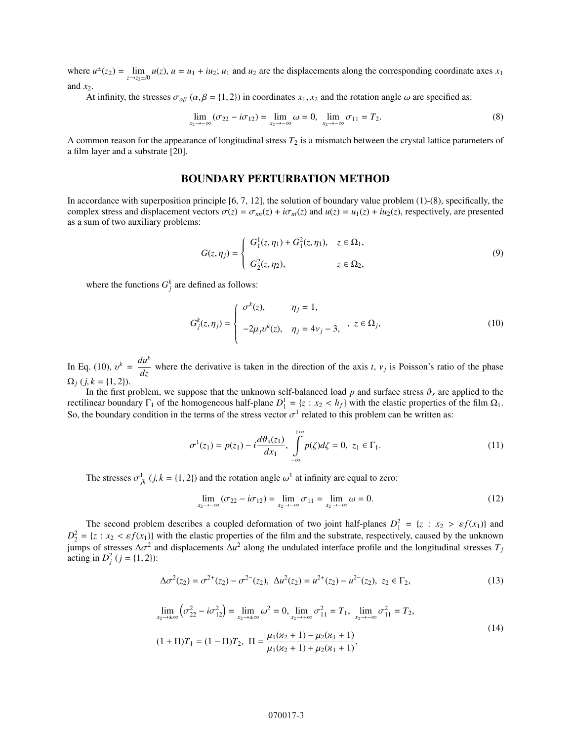where $u^{\pm}(z_2) = \lim_{z \to z_2 \pm i0} u(z)$, $u = u_1 + iu_2$; $u_1$ and $u_2$ are the displacements along the corresponding coordinate axes $x_1$ and $x_2$.

At infinity, the stresses $\sigma_{\alpha\beta}$ $(\alpha, \beta = \{1, 2\})$ in coordinates $x_1, x_2$ and the rotation angle $\omega$ are specified as:

$$\lim_{x_2 \to -\infty} (\sigma_{22} - i\sigma_{12}) = \lim_{x_2 \to -\infty} \omega = 0, \quad \lim_{x_2 \to -\infty} \sigma_{11} = T_2. \tag{8}$$

A common reason for the appearance of longitudinal stress $T_2$ is a mismatch between the crystal lattice parameters of a film layer and a substrate [20].

## BOUNDARY PERTURBATION METHOD

In accordance with superposition principle [6, 7, 12], the solution of boundary value problem (1)-(8), specifically, the complex stress and displacement vectors $\sigma(z) = \sigma_{nn}(z) + i\sigma_{nt}(z)$ and $u(z) = u_1(z) + iu_2(z)$, respectively, are presented as a sum of two auxiliary problems:

$$G(z, \eta_j) = \begin{cases} G_1^1(z, \eta_1) + G_1^2(z, \eta_1), & z \in \Omega_1, \\ G_2^2(z, \eta_2), & z \in \Omega_2, \end{cases} \tag{9}$$

where the functions $G_j^k$ are defined as follows:

$$G_j^k(z, \eta_j) = \begin{cases} \sigma^k(z), & \eta_j = 1, \\ -2\mu_j \upsilon^k(z), & \eta_j = 4\nu_j - 3, \end{cases}, \; z \in \Omega_j, \tag{10}$$

In Eq. (10), $\upsilon^k = \dfrac{du^k}{dz}$ where the derivative is taken in the direction of the axis $t$, $\nu_j$ is Poisson's ratio of the phase $\Omega_j$ $(j, k = \{1, 2\})$.

In the first problem, we suppose that the unknown self-balanced load $p$ and surface stress $\vartheta_s$ are applied to the rectilinear boundary $\Gamma_1$ of the homogeneous half-plane $D_1^1 = \{z : x_2 < h_f\}$ with the elastic properties of the film $\Omega_1$. So, the boundary condition in the terms of the stress vector $\sigma^1$ related to this problem can be written as:

$$\sigma^1(z_1) = p(z_1) - i\frac{d\vartheta_s(z_1)}{dx_1}, \quad \int_{-\infty}^{+\infty} p(\zeta)d\zeta = 0, \; z_1 \in \Gamma_1. \tag{11}$$

The stresses $\sigma_{jk}^1$ $(j, k = \{1, 2\})$ and the rotation angle $\omega^1$ at infinity are equal to zero:

$$\lim_{x_2 \to -\infty} (\sigma_{22} - i\sigma_{12}) = \lim_{x_2 \to -\infty} \sigma_{11} = \lim_{x_2 \to -\infty} \omega = 0. \tag{12}$$

The second problem describes a coupled deformation of two joint half-planes $D_1^2 = \{z : x_2 > \varepsilon f(x_1)\}$ and $D_2^2 = \{z : x_2 < \varepsilon f(x_1)\}$ with the elastic properties of the film and the substrate, respectively, caused by the unknown jumps of stresses $\Delta\sigma^2$ and displacements $\Delta u^2$ along the undulated interface profile and the longitudinal stresses $T_j$ acting in $D_j^2$ $(j = \{1, 2\})$:

$$\Delta\sigma^2(z_2) = \sigma^{2+}(z_2) - \sigma^{2-}(z_2), \; \Delta u^2(z_2) = u^{2+}(z_2) - u^{2-}(z_2), \; z_2 \in \Gamma_2, \tag{13}$$

$$\begin{aligned} &\lim_{x_2 \to \pm\infty} \left(\sigma_{22}^2 - i\sigma_{12}^2\right) = \lim_{x_2 \to \pm\infty} \omega^2 = 0, \lim_{x_2 \to +\infty} \sigma_{11}^2 = T_1, \; \lim_{x_2 \to -\infty} \sigma_{11}^2 = T_2, \\ &(1 + \Pi)T_1 = (1 - \Pi)T_2, \; \Pi = \frac{\mu_1(\varkappa_2 + 1) - \mu_2(\varkappa_1 + 1)}{\mu_1(\varkappa_2 + 1) + \mu_2(\varkappa_1 + 1)}, \end{aligned} \tag{14}$$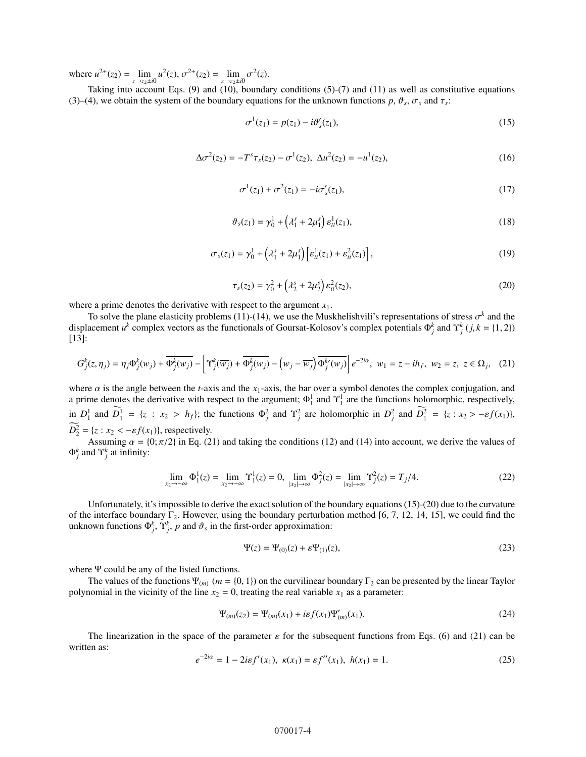where $u^{2\pm}(z_2) = \lim_{z \to z_2 \pm i0} u^2(z)$, $\sigma^{2\pm}(z_2) = \lim_{z \to z_2 \pm i0} \sigma^2(z)$.

Taking into account Eqs. (9) and (10), boundary conditions (5)-(7) and (11) as well as constitutive equations (3)–(4), we obtain the system of the boundary equations for the unknown functions $p$, $\vartheta_s$, $\sigma_s$ and $\tau_s$:

$$\sigma^1(z_1) = p(z_1) - i\vartheta_s'(z_1), \tag{15}$$

$$\Delta\sigma^2(z_2) = -T^s\tau_s(z_2) - \sigma^1(z_2),\ \Delta u^2(z_2) = -u^1(z_2), \tag{16}$$

$$\sigma^1(z_1) + \sigma^2(z_1) = -i\sigma_s'(z_1), \tag{17}$$

$$\vartheta_s(z_1) = \gamma_0^1 + \left(\lambda_1^s + 2\mu_1^s\right)\varepsilon_{tt}^1(z_1), \tag{18}$$

$$\sigma_s(z_1) = \gamma_0^1 + \left(\lambda_1^s + 2\mu_1^s\right)\left[\varepsilon_{tt}^1(z_1) + \varepsilon_{tt}^2(z_1)\right], \tag{19}$$

$$\tau_s(z_2) = \gamma_0^2 + \left(\lambda_2^s + 2\mu_2^s\right)\varepsilon_{tt}^2(z_2), \tag{20}$$

where a prime denotes the derivative with respect to the argument $x_1$.

To solve the plane elasticity problems (11)-(14), we use the Muskhelishvili's representations of stress $\sigma^k$ and the displacement $u^k$ complex vectors as the functionals of Goursat-Kolosov's complex potentials $\Phi_j^k$ and $\Upsilon_j^k$ $(j, k = \{1, 2\})$ [13]:

$$G_j^k(z, \eta_j) = \eta_j\Phi_j^k(w_j) + \overline{\Phi_j^k(w_j)} - \left[\overline{\Upsilon_j^k(\overline{w_j})} + \overline{\Phi_j^k(w_j)} - \left(w_j - \overline{w_j}\right)\overline{\Phi_j^{k\prime}(w_j)}\right]e^{-2i\alpha},\ w_1 = z - ih_f,\ w_2 = z,\ z \in \Omega_j, \tag{21}$$

where $\alpha$ is the angle between the $t$-axis and the $x_1$-axis, the bar over a symbol denotes the complex conjugation, and a prime denotes the derivative with respect to the argument; $\Phi_1^1$ and $\Upsilon_1^1$ are the functions holomorphic, respectively, in $D_1^1$ and $\widetilde{D_1^1} = \{z : x_2 > h_f\}$; the functions $\Phi_j^2$ and $\Upsilon_j^2$ are holomorphic in $D_j^2$ and $\widetilde{D_1^2} = \{z : x_2 > -\varepsilon f(x_1)\}$, $\widetilde{D_2^2} = \{z : x_2 < -\varepsilon f(x_1)\}$, respectively.

Assuming $\alpha = \{0; \pi/2\}$ in Eq. (21) and taking the conditions (12) and (14) into account, we derive the values of $\Phi_j^k$ and $\Upsilon_j^k$ at infinity:

$$\lim_{x_2 \to -\infty} \Phi_1^1(z) = \lim_{x_2 \to -\infty} \Upsilon_1^1(z) = 0,\ \lim_{|x_2| \to \infty} \Phi_j^2(z) = \lim_{|x_2| \to \infty} \Upsilon_j^2(z) = T_j/4. \tag{22}$$

Unfortunately, it's impossible to derive the exact solution of the boundary equations (15)-(20) due to the curvature of the interface boundary $\Gamma_2$. However, using the boundary perturbation method [6, 7, 12, 14, 15], we could find the unknown functions $\Phi_j^k$, $\Upsilon_j^k$, $p$ and $\vartheta_s$ in the first-order approximation:

$$\Psi(z) = \Psi_{(0)}(z) + \varepsilon\Psi_{(1)}(z), \tag{23}$$

where $\Psi$ could be any of the listed functions.

The values of the functions $\Psi_{(m)}$ $(m = \{0, 1\})$ on the curvilinear boundary $\Gamma_2$ can be presented by the linear Taylor polynomial in the vicinity of the line $x_2 = 0$, treating the real variable $x_1$ as a parameter:

$$\Psi_{(m)}(z_2) = \Psi_{(m)}(x_1) + i\varepsilon f(x_1)\Psi_{(m)}'(x_1). \tag{24}$$

The linearization in the space of the parameter $\varepsilon$ for the subsequent functions from Eqs. (6) and (21) can be written as:

$$e^{-2i\alpha} = 1 - 2i\varepsilon f'(x_1),\ \kappa(x_1) = \varepsilon f''(x_1),\ h(x_1) = 1. \tag{25}$$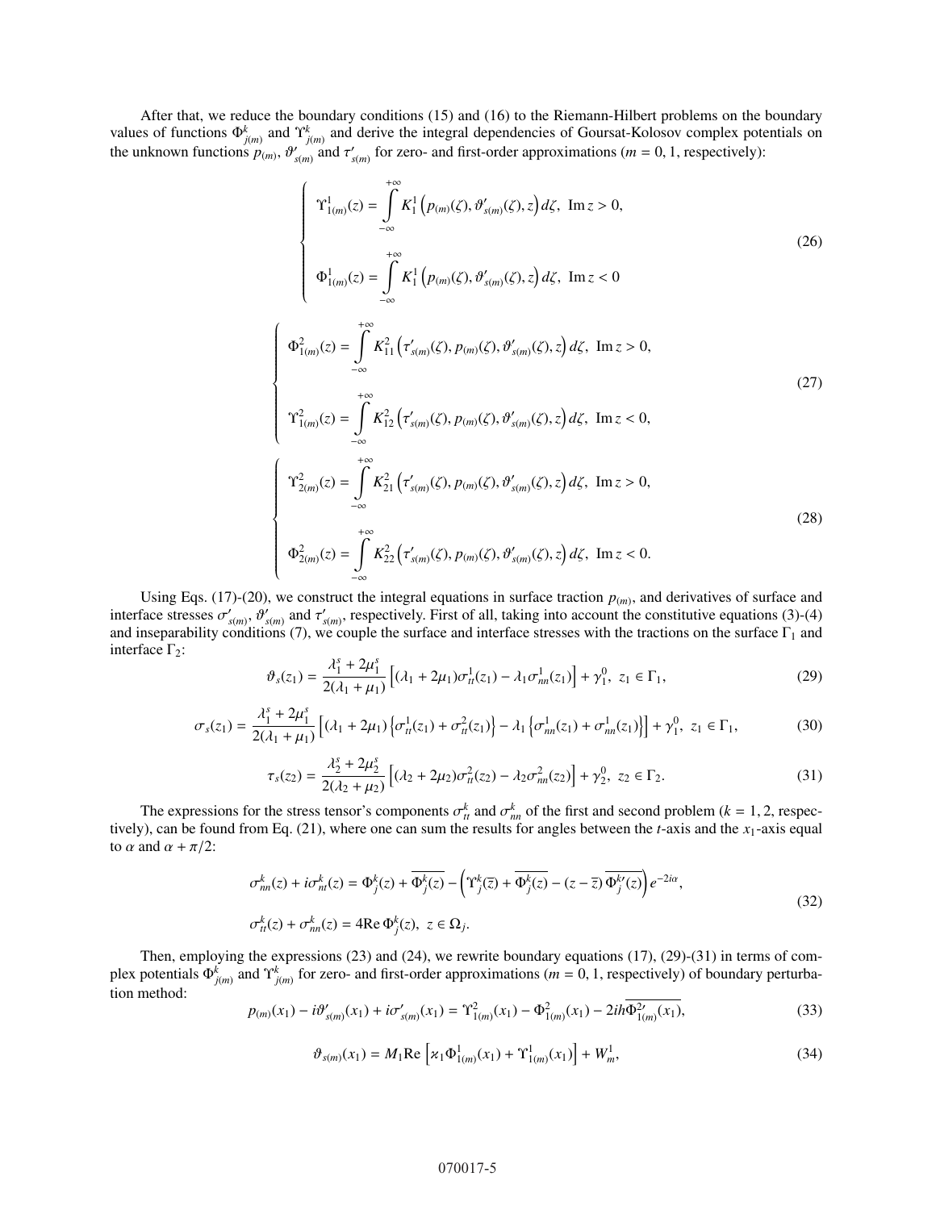After that, we reduce the boundary conditions (15) and (16) to the Riemann-Hilbert problems on the boundary values of functions $\Phi^k_{j(m)}$ and $\Upsilon^k_{j(m)}$ and derive the integral dependencies of Goursat-Kolosov complex potentials on the unknown functions $p_{(m)}$, $\vartheta'_{s(m)}$ and $\tau'_{s(m)}$ for zero- and first-order approximations ($m = 0, 1$, respectively):

$$
\begin{cases}
\Upsilon^1_{1(m)}(z) = \displaystyle\int_{-\infty}^{+\infty} K^1_1\left(p_{(m)}(\zeta), \vartheta'_{s(m)}(\zeta), z\right) d\zeta, \ \operatorname{Im} z > 0, \\[2ex]
\Phi^1_{1(m)}(z) = \displaystyle\int_{-\infty}^{+\infty} K^1_1\left(p_{(m)}(\zeta), \vartheta'_{s(m)}(\zeta), z\right) d\zeta, \ \operatorname{Im} z < 0
\end{cases}
\tag{26}
$$

$$
\begin{cases}
\Phi^2_{1(m)}(z) = \displaystyle\int_{-\infty}^{+\infty} K^2_{11}\left(\tau'_{s(m)}(\zeta), p_{(m)}(\zeta), \vartheta'_{s(m)}(\zeta), z\right) d\zeta, \ \operatorname{Im} z > 0, \\[2ex]
\Upsilon^2_{1(m)}(z) = \displaystyle\int_{-\infty}^{+\infty} K^2_{12}\left(\tau'_{s(m)}(\zeta), p_{(m)}(\zeta), \vartheta'_{s(m)}(\zeta), z\right) d\zeta, \ \operatorname{Im} z < 0,
\end{cases}
\tag{27}
$$

$$
\begin{cases}
\Upsilon^2_{2(m)}(z) = \displaystyle\int_{-\infty}^{+\infty} K^2_{21}\left(\tau'_{s(m)}(\zeta), p_{(m)}(\zeta), \vartheta'_{s(m)}(\zeta), z\right) d\zeta, \ \operatorname{Im} z > 0, \\[2ex]
\Phi^2_{2(m)}(z) = \displaystyle\int_{-\infty}^{+\infty} K^2_{22}\left(\tau'_{s(m)}(\zeta), p_{(m)}(\zeta), \vartheta'_{s(m)}(\zeta), z\right) d\zeta, \ \operatorname{Im} z < 0.
\end{cases}
\tag{28}
$$

Using Eqs. (17)-(20), we construct the integral equations in surface traction $p_{(m)}$, and derivatives of surface and interface stresses $\sigma'_{s(m)}$, $\vartheta'_{s(m)}$ and $\tau'_{s(m)}$, respectively. First of all, taking into account the constitutive equations (3)-(4) and inseparability conditions (7), we couple the surface and interface stresses with the tractions on the surface $\Gamma_1$ and interface $\Gamma_2$:

$$
\vartheta_s(z_1) = \frac{\lambda^s_1 + 2\mu^s_1}{2(\lambda_1 + \mu_1)}\left[(\lambda_1 + 2\mu_1)\sigma^1_{tt}(z_1) - \lambda_1\sigma^1_{nn}(z_1)\right] + \gamma^0_1, \ z_1 \in \Gamma_1,
\tag{29}
$$

$$
\sigma_s(z_1) = \frac{\lambda^s_1 + 2\mu^s_1}{2(\lambda_1 + \mu_1)}\left[(\lambda_1 + 2\mu_1)\left\{\sigma^1_{tt}(z_1) + \sigma^2_{tt}(z_1)\right\} - \lambda_1\left\{\sigma^1_{nn}(z_1) + \sigma^1_{nn}(z_1)\right\}\right] + \gamma^0_1, \ z_1 \in \Gamma_1,
\tag{30}
$$

$$
\tau_s(z_2) = \frac{\lambda^s_2 + 2\mu^s_2}{2(\lambda_2 + \mu_2)}\left[(\lambda_2 + 2\mu_2)\sigma^2_{tt}(z_2) - \lambda_2\sigma^2_{nn}(z_2)\right] + \gamma^0_2, \ z_2 \in \Gamma_2.
\tag{31}
$$

The expressions for the stress tensor's components $\sigma^k_{tt}$ and $\sigma^k_{nn}$ of the first and second problem ($k = 1, 2$, respectively), can be found from Eq. (21), where one can sum the results for angles between the $t$-axis and the $x_1$-axis equal to $\alpha$ and $\alpha + \pi/2$:

$$
\begin{aligned}
&\sigma^k_{nn}(z) + i\sigma^k_{nt}(z) = \Phi^k_j(z) + \overline{\Phi^k_j(z)} - \left(\Upsilon^k_j(\overline{z}) + \overline{\Phi^k_j(z)} - (z - \overline{z})\,\overline{\Phi^{k\prime}_j(z)}\right)e^{-2i\alpha}, \\
&\sigma^k_{tt}(z) + \sigma^k_{nn}(z) = 4\operatorname{Re}\Phi^k_j(z), \ z \in \Omega_j.
\end{aligned}
\tag{32}
$$

Then, employing the expressions (23) and (24), we rewrite boundary equations (17), (29)-(31) in terms of complex potentials $\Phi^k_{j(m)}$ and $\Upsilon^k_{j(m)}$ for zero- and first-order approximations ($m = 0, 1$, respectively) of boundary perturbation method:

$$
p_{(m)}(x_1) - i\vartheta'_{s(m)}(x_1) + i\sigma'_{s(m)}(x_1) = \Upsilon^2_{1(m)}(x_1) - \Phi^2_{1(m)}(x_1) - 2ih\overline{\Phi^{2\prime}_{1(m)}(x_1)},
\tag{33}
$$

$$
\vartheta_{s(m)}(x_1) = M_1\operatorname{Re}\left[\varkappa_1\Phi^1_{1(m)}(x_1) + \Upsilon^1_{1(m)}(x_1)\right] + W^1_m,
\tag{34}
$$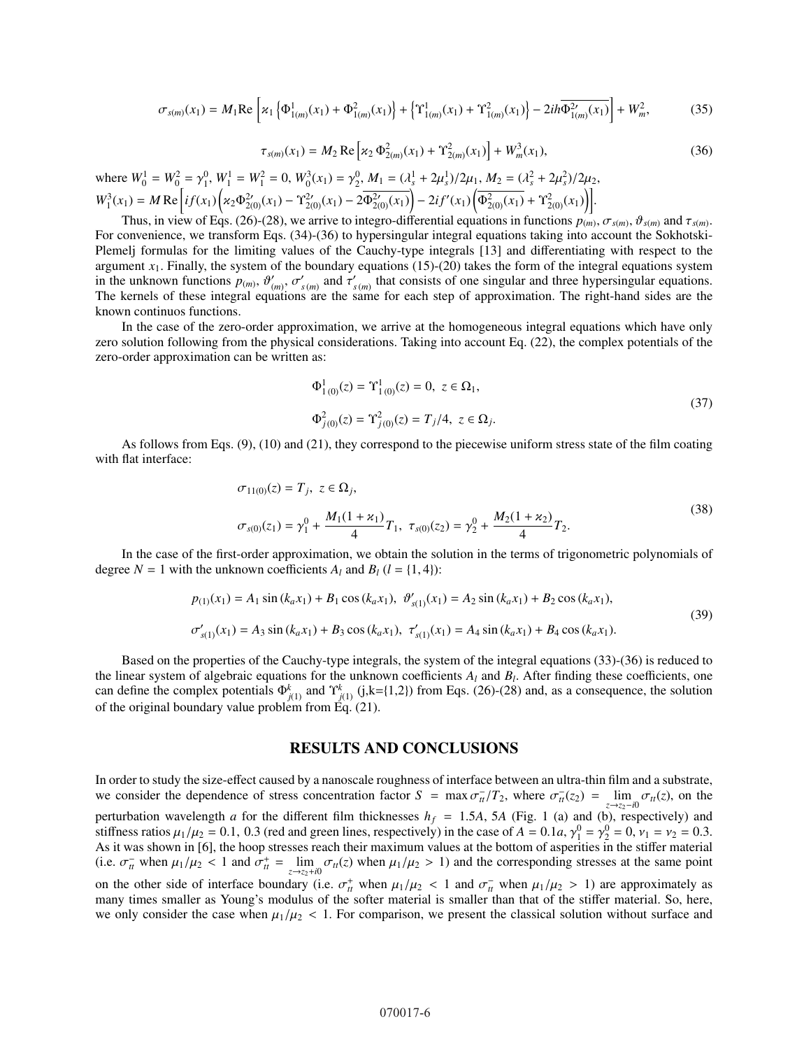$$\sigma_{s(m)}(x_1) = M_1 \mathrm{Re}\left[\varkappa_1\left\{\Phi^1_{1(m)}(x_1) + \Phi^2_{1(m)}(x_1)\right\} + \left\{\Upsilon^1_{1(m)}(x_1) + \Upsilon^2_{1(m)}(x_1)\right\} - 2ih\overline{\Phi^{2\prime}_{1(m)}(x_1)}\right] + W^2_m, \tag{35}$$

$$\tau_{s(m)}(x_1) = M_2 \,\mathrm{Re}\left[\varkappa_2\, \Phi^2_{2(m)}(x_1) + \Upsilon^2_{2(m)}(x_1)\right] + W^3_m(x_1), \tag{36}$$

where $W^1_0 = W^2_0 = \gamma^0_1$, $W^1_1 = W^2_1 = 0$, $W^3_0(x_1) = \gamma^0_2$, $M_1 = (\lambda^1_s + 2\mu^1_s)/2\mu_1$, $M_2 = (\lambda^2_s + 2\mu^2_s)/2\mu_2$,
$W^3_1(x_1) = M\,\mathrm{Re}\left[if(x_1)\left(\varkappa_2\Phi^{2\prime}_{2(0)}(x_1) - \Upsilon^{2\prime}_{2(0)}(x_1) - 2\overline{\Phi^{2\prime}_{2(0)}(x_1)}\right) - 2if'(x_1)\left(\overline{\Phi^2_{2(0)}(x_1)} + \Upsilon^2_{2(0)}(x_1)\right)\right]$.

Thus, in view of Eqs. (26)-(28), we arrive to integro-differential equations in functions $p_{(m)}$, $\sigma_{s(m)}$, $\vartheta_{s(m)}$ and $\tau_{s(m)}$. For convenience, we transform Eqs. (34)-(36) to hypersingular integral equations taking into account the Sokhotski-Plemelj formulas for the limiting values of the Cauchy-type integrals [13] and differentiating with respect to the argument $x_1$. Finally, the system of the boundary equations (15)-(20) takes the form of the integral equations system in the unknown functions $p_{(m)}$, $\vartheta'_{(m)}$, $\sigma'_{s(m)}$ and $\tau'_{s(m)}$ that consists of one singular and three hypersingular equations. The kernels of these integral equations are the same for each step of approximation. The right-hand sides are the known continuos functions.

In the case of the zero-order approximation, we arrive at the homogeneous integral equations which have only zero solution following from the physical considerations. Taking into account Eq. (22), the complex potentials of the zero-order approximation can be written as:

$$\Phi^1_{1\,(0)}(z) = \Upsilon^1_{1\,(0)}(z) = 0,\ z \in \Omega_1,$$
$$\Phi^2_{j\,(0)}(z) = \Upsilon^2_{j\,(0)}(z) = T_j/4,\ z \in \Omega_j. \tag{37}$$

As follows from Eqs. (9), (10) and (21), they correspond to the piecewise uniform stress state of the film coating with flat interface:

$$\sigma_{11(0)}(z) = T_j,\ z \in \Omega_j,$$
$$\sigma_{s(0)}(z_1) = \gamma^0_1 + \frac{M_1(1+\varkappa_1)}{4}T_1,\ \tau_{s(0)}(z_2) = \gamma^0_2 + \frac{M_2(1+\varkappa_2)}{4}T_2. \tag{38}$$

In the case of the first-order approximation, we obtain the solution in the terms of trigonometric polynomials of degree $N = 1$ with the unknown coefficients $A_l$ and $B_l$ ($l = \{1, 4\}$):

$$p_{(1)}(x_1) = A_1 \sin(k_a x_1) + B_1 \cos(k_a x_1),\ \vartheta'_{s(1)}(x_1) = A_2 \sin(k_a x_1) + B_2 \cos(k_a x_1),$$
$$\sigma'_{s(1)}(x_1) = A_3 \sin(k_a x_1) + B_3 \cos(k_a x_1),\ \tau'_{s(1)}(x_1) = A_4 \sin(k_a x_1) + B_4 \cos(k_a x_1). \tag{39}$$

Based on the properties of the Cauchy-type integrals, the system of the integral equations (33)-(36) is reduced to the linear system of algebraic equations for the unknown coefficients $A_l$ and $B_l$. After finding these coefficients, one can define the complex potentials $\Phi^k_{j(1)}$ and $\Upsilon^k_{j(1)}$ (j,k={1,2}) from Eqs. (26)-(28) and, as a consequence, the solution of the original boundary value problem from Eq. (21).

## RESULTS AND CONCLUSIONS

In order to study the size-effect caused by a nanoscale roughness of interface between an ultra-thin film and a substrate, we consider the dependence of stress concentration factor $S = \max \sigma^-_{tt}/T_2$, where $\sigma^-_{tt}(z_2) = \lim_{z \to z_2 - i0} \sigma_{tt}(z)$, on the perturbation wavelength $a$ for the different film thicknesses $h_f = 1.5A, 5A$ (Fig. 1 (a) and (b), respectively) and stiffness ratios $\mu_1/\mu_2 = 0.1,\ 0.3$ (red and green lines, respectively) in the case of $A = 0.1a$, $\gamma^0_1 = \gamma^0_2 = 0$, $\nu_1 = \nu_2 = 0.3$. As it was shown in [6], the hoop stresses reach their maximum values at the bottom of asperities in the stiffer material (i.e. $\sigma^-_{tt}$ when $\mu_1/\mu_2 < 1$ and $\sigma^+_{tt} = \lim_{z \to z_2 + i0} \sigma_{tt}(z)$ when $\mu_1/\mu_2 > 1$) and the corresponding stresses at the same point on the other side of interface boundary (i.e. $\sigma^+_{tt}$ when $\mu_1/\mu_2 < 1$ and $\sigma^-_{tt}$ when $\mu_1/\mu_2 > 1$) are approximately as many times smaller as Young's modulus of the softer material is smaller than that of the stiffer material. So, here, we only consider the case when $\mu_1/\mu_2 < 1$. For comparison, we present the classical solution without surface and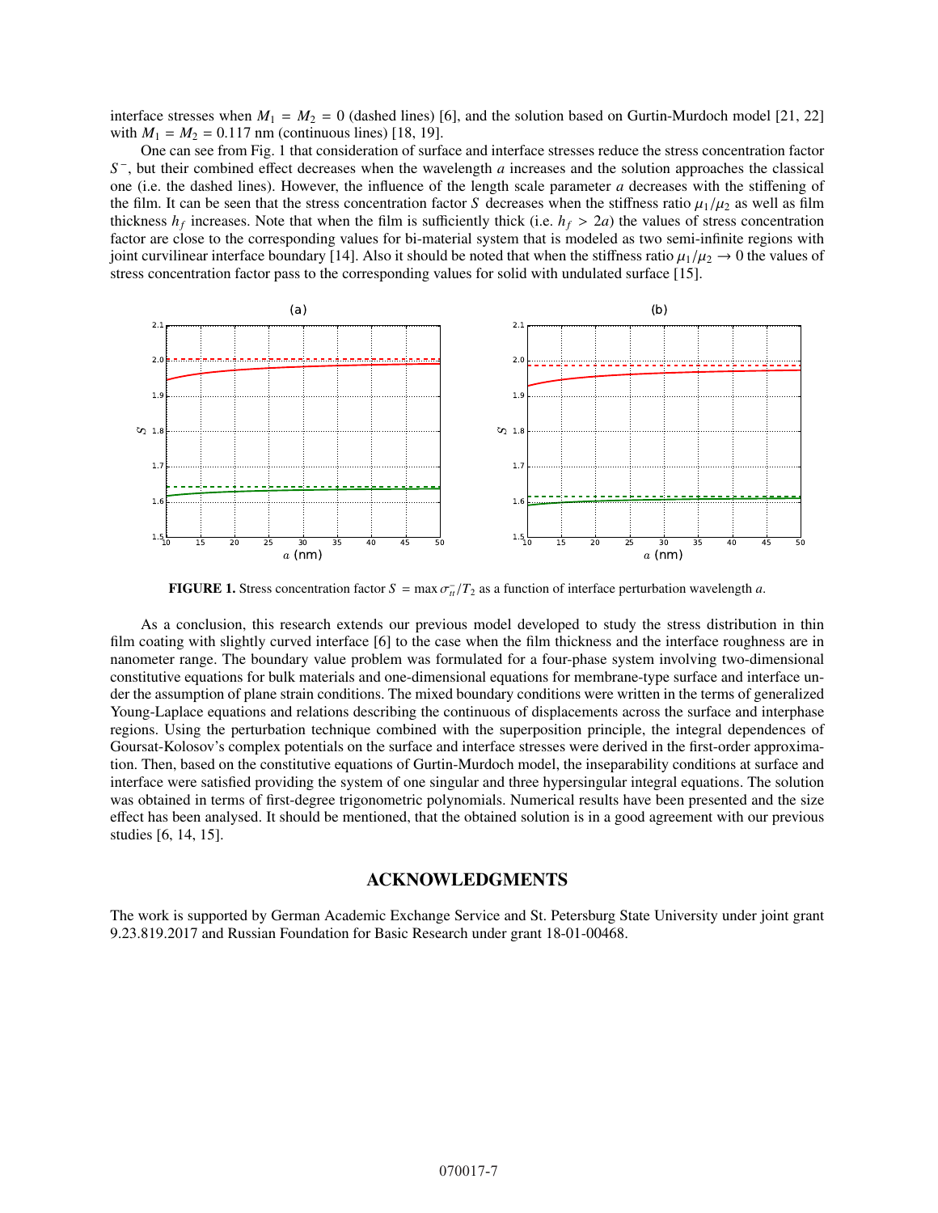interface stresses when $M_1 = M_2 = 0$ (dashed lines) [6], and the solution based on Gurtin-Murdoch model [21, 22] with $M_1 = M_2 = 0.117$ nm (continuous lines) [18, 19].

One can see from Fig. 1 that consideration of surface and interface stresses reduce the stress concentration factor $S^-$, but their combined effect decreases when the wavelength $a$ increases and the solution approaches the classical one (i.e. the dashed lines). However, the influence of the length scale parameter $a$ decreases with the stiffening of the film. It can be seen that the stress concentration factor $S$ decreases when the stiffness ratio $\mu_1/\mu_2$ as well as film thickness $h_f$ increases. Note that when the film is sufficiently thick (i.e. $h_f > 2a$) the values of stress concentration factor are close to the corresponding values for bi-material system that is modeled as two semi-infinite regions with joint curvilinear interface boundary [14]. Also it should be noted that when the stiffness ratio $\mu_1/\mu_2 \to 0$ the values of stress concentration factor pass to the corresponding values for solid with undulated surface [15].

**FIGURE 1.** Stress concentration factor $S = \max \sigma_{tt}^-/T_2$ as a function of interface perturbation wavelength $a$.

As a conclusion, this research extends our previous model developed to study the stress distribution in thin film coating with slightly curved interface [6] to the case when the film thickness and the interface roughness are in nanometer range. The boundary value problem was formulated for a four-phase system involving two-dimensional constitutive equations for bulk materials and one-dimensional equations for membrane-type surface and interface under the assumption of plane strain conditions. The mixed boundary conditions were written in the terms of generalized Young-Laplace equations and relations describing the continuous of displacements across the surface and interphase regions. Using the perturbation technique combined with the superposition principle, the integral dependences of Goursat-Kolosov's complex potentials on the surface and interface stresses were derived in the first-order approximation. Then, based on the constitutive equations of Gurtin-Murdoch model, the inseparability conditions at surface and interface were satisfied providing the system of one singular and three hypersingular integral equations. The solution was obtained in terms of first-degree trigonometric polynomials. Numerical results have been presented and the size effect has been analysed. It should be mentioned, that the obtained solution is in a good agreement with our previous studies [6, 14, 15].

## ACKNOWLEDGMENTS

The work is supported by German Academic Exchange Service and St. Petersburg State University under joint grant 9.23.819.2017 and Russian Foundation for Basic Research under grant 18-01-00468.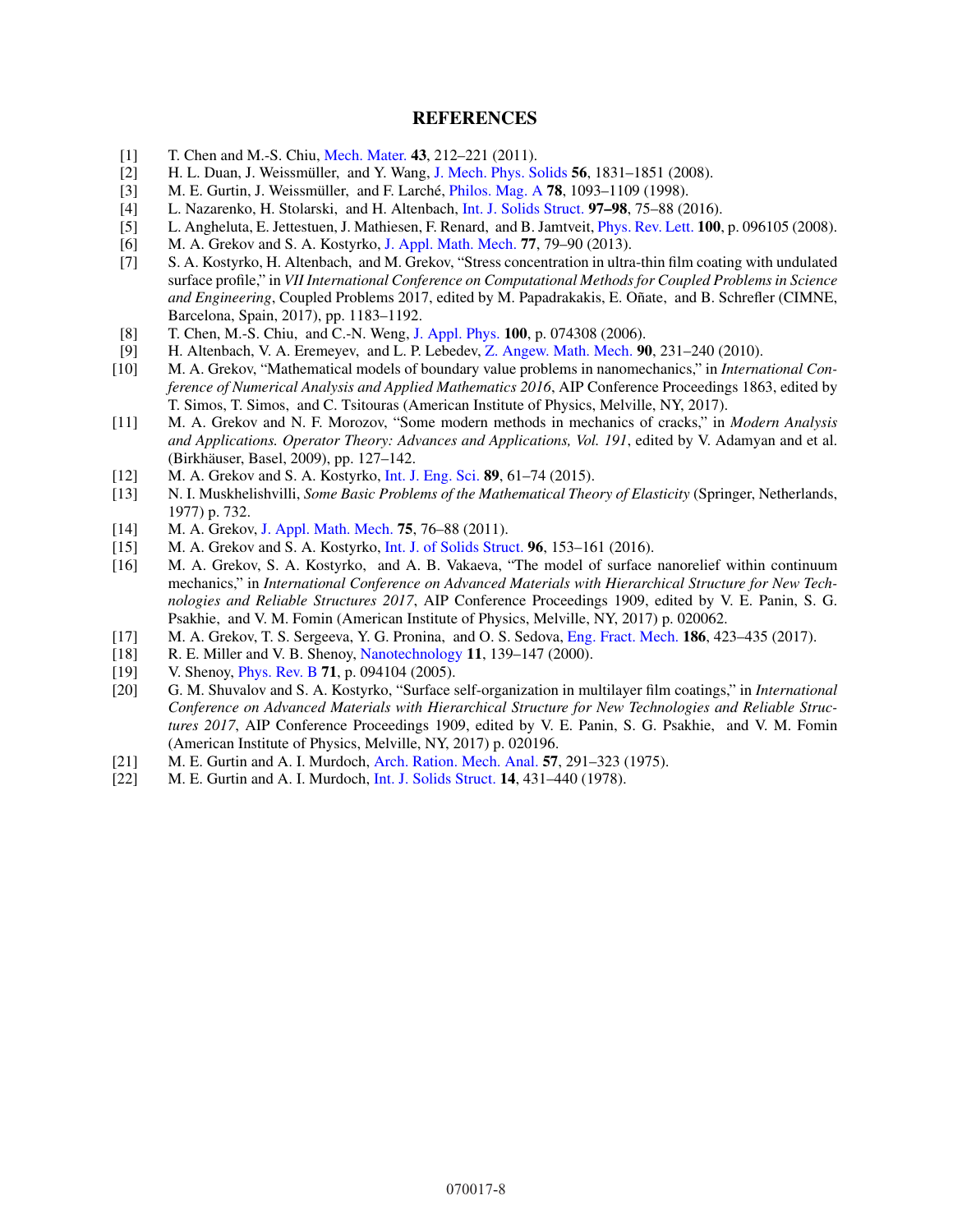## REFERENCES

[1] T. Chen and M.-S. Chiu, Mech. Mater. **43**, 212–221 (2011).

[2] H. L. Duan, J. Weissmüller, and Y. Wang, J. Mech. Phys. Solids **56**, 1831–1851 (2008).

[3] M. E. Gurtin, J. Weissmüller, and F. Larché, Philos. Mag. A **78**, 1093–1109 (1998).

[4] L. Nazarenko, H. Stolarski, and H. Altenbach, Int. J. Solids Struct. **97–98**, 75–88 (2016).

[5] L. Angheluta, E. Jettestuen, J. Mathiesen, F. Renard, and B. Jamtveit, Phys. Rev. Lett. **100**, p. 096105 (2008).

[6] M. A. Grekov and S. A. Kostyrko, J. Appl. Math. Mech. **77**, 79–90 (2013).

[7] S. A. Kostyrko, H. Altenbach, and M. Grekov, "Stress concentration in ultra-thin film coating with undulated surface profile," in *VII International Conference on Computational Methods for Coupled Problems in Science and Engineering*, Coupled Problems 2017, edited by M. Papadrakakis, E. Oñate, and B. Schrefler (CIMNE, Barcelona, Spain, 2017), pp. 1183–1192.

[8] T. Chen, M.-S. Chiu, and C.-N. Weng, J. Appl. Phys. **100**, p. 074308 (2006).

[9] H. Altenbach, V. A. Eremeyev, and L. P. Lebedev, Z. Angew. Math. Mech. **90**, 231–240 (2010).

[10] M. A. Grekov, "Mathematical models of boundary value problems in nanomechanics," in *International Conference of Numerical Analysis and Applied Mathematics 2016*, AIP Conference Proceedings 1863, edited by T. Simos, T. Simos, and C. Tsitouras (American Institute of Physics, Melville, NY, 2017).

[11] M. A. Grekov and N. F. Morozov, "Some modern methods in mechanics of cracks," in *Modern Analysis and Applications. Operator Theory: Advances and Applications, Vol. 191*, edited by V. Adamyan and et al. (Birkhäuser, Basel, 2009), pp. 127–142.

[12] M. A. Grekov and S. A. Kostyrko, Int. J. Eng. Sci. **89**, 61–74 (2015).

[13] N. I. Muskhelishvilli, *Some Basic Problems of the Mathematical Theory of Elasticity* (Springer, Netherlands, 1977) p. 732.

[14] M. A. Grekov, J. Appl. Math. Mech. **75**, 76–88 (2011).

[15] M. A. Grekov and S. A. Kostyrko, Int. J. of Solids Struct. **96**, 153–161 (2016).

[16] M. A. Grekov, S. A. Kostyrko, and A. B. Vakaeva, "The model of surface nanorelief within continuum mechanics," in *International Conference on Advanced Materials with Hierarchical Structure for New Technologies and Reliable Structures 2017*, AIP Conference Proceedings 1909, edited by V. E. Panin, S. G. Psakhie, and V. M. Fomin (American Institute of Physics, Melville, NY, 2017) p. 020062.

[17] M. A. Grekov, T. S. Sergeeva, Y. G. Pronina, and O. S. Sedova, Eng. Fract. Mech. **186**, 423–435 (2017).

[18] R. E. Miller and V. B. Shenoy, Nanotechnology **11**, 139–147 (2000).

[19] V. Shenoy, Phys. Rev. B **71**, p. 094104 (2005).

[20] G. M. Shuvalov and S. A. Kostyrko, "Surface self-organization in multilayer film coatings," in *International Conference on Advanced Materials with Hierarchical Structure for New Technologies and Reliable Structures 2017*, AIP Conference Proceedings 1909, edited by V. E. Panin, S. G. Psakhie, and V. M. Fomin (American Institute of Physics, Melville, NY, 2017) p. 020196.

[21] M. E. Gurtin and A. I. Murdoch, Arch. Ration. Mech. Anal. **57**, 291–323 (1975).

[22] M. E. Gurtin and A. I. Murdoch, Int. J. Solids Struct. **14**, 431–440 (1978).